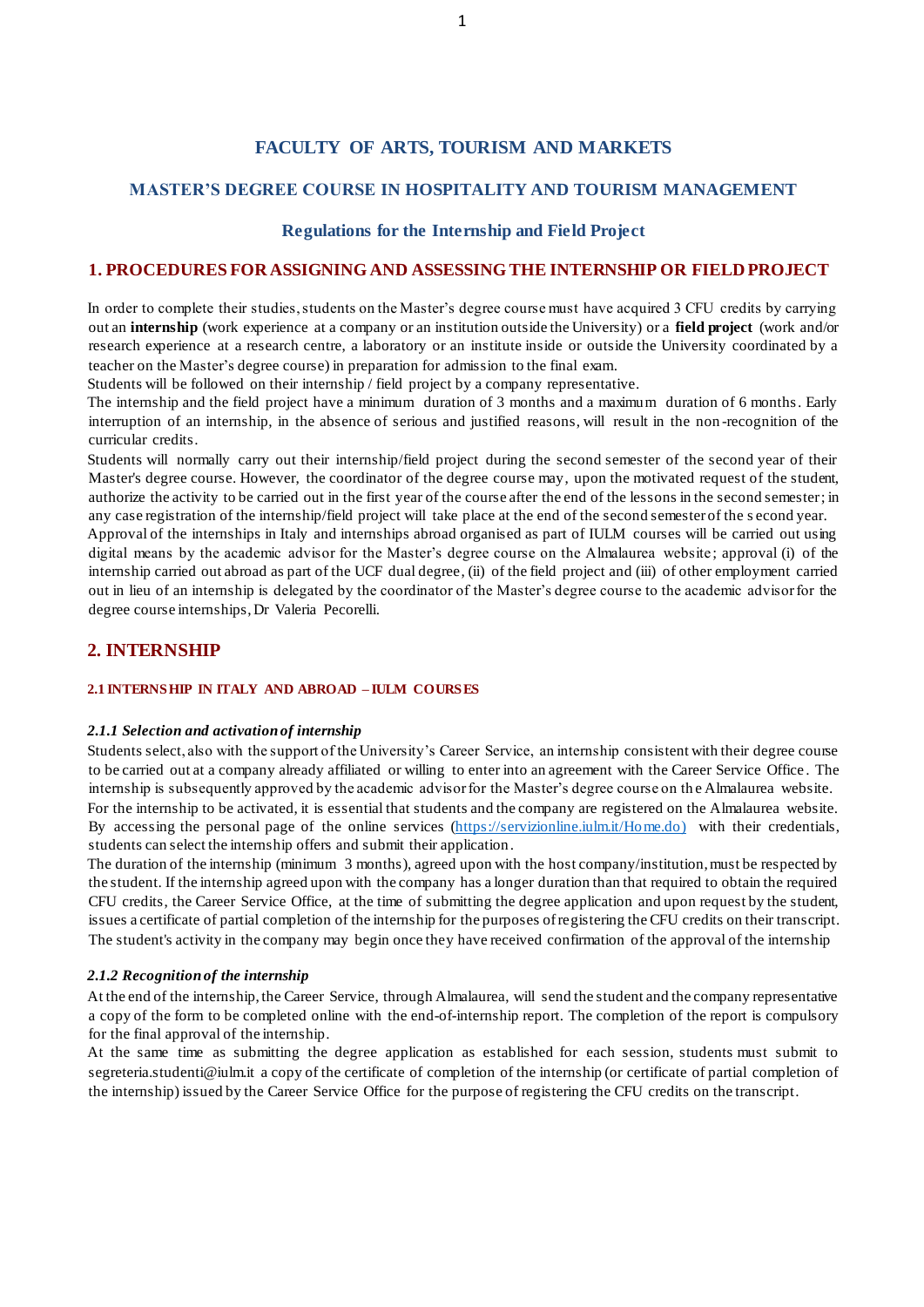# FACULTY OF ARTS, TOURISM AND MARKETS

## MASTER'S DEGREE COURSE IN HOSPITALITY AND TOURISM MANAGEMENT

### Regulations for the Internship and Field Project

## 1. PROCEDURES FOR ASSIGNING AND ASSESSING THE INTERNSHIP OR FIELD PROJECT

In order to complete their studies, students on the Master's degree course must have acquired 3 CFU credits by carrying out an **internship** (work experience at a company or an institution outside the University) or a **field project** (work and/or research experience at a research centre, a laboratory or an institute inside or outside the University coordinated by a teacher on the Master's degree course) in preparation for admission to the final exam.

Students will be followed on their internship / field project by a company representative.

The internship and the field project have a minimum duration of 3 months and a maximum duration of 6 months. Early interruption of an internship, in the absence of serious and justified reasons, will result in the non-recognition of the curricular credits.

Students will normally carry out their internship/field project during the second semester of the second year of their Master's degree course. However, the coordinator of the degree course may, upon the motivated request of the student, authorize the activity to be carried out in the first year of the course after the end of the lessons in the second semester; in any case registration of the internship/field project will take place at the end of the second semester of the second year.

Approval of the internships in Italy and internships abroad organised as part of IULM courses will be carried out using digital means by the academic advisor for the Master's degree course on the Almalaurea website; approval (i) of the internship carried out abroad as part of the UCF dual degree, (ii) of the field project and (iii) of other employment carried out in lieu of an internship is delegated by the coordinator of the Master's degree course to the academic advisor for the degree course internships, Dr Valeria Pecorelli.

## 2. INTERNSHIP

### 2.1 INTERNSHIP IN ITALY AND ABROAD – IULM COURSES

#### *2.1.1 Selection and activation of internship*

Students select, also with the support of the University's Career Service, an internship consistent with their degree course to be carried out at a company already affiliated or willing to enter into an agreement with the Career Service Office. The internship is subsequently approved by the academic advisor for the Master's degree course on the Almalaurea website.

For the internship to be activated, it is essential that students and the company are registered on the Almalaurea website. By accessing the personal page of the online services (https://servizionline.iulm.it/Home.do) with their credentials, students can select the internship offers and submit their application.

The duration of the internship (minimum 3 months), agreed upon with the host company/institution, must be respected by the student. If the internship agreed upon with the company has a longer duration than that required to obtain the required CFU credits, the Career Service Office, at the time of submitting the degree application and upon request by the student, issues a certificate of partial completion of the internship for the purposes of registering the CFU credits on their transcript.

The student's activity in the company may begin once they have received confirmation of the approval of the internship

#### *2.1.2 Recognition of the internship*

At the end of the internship, the Career Service, through Almalaurea, will send the student and the company representative a copy of the form to be completed online with the end-of-internship report. The completion of the report is compulsory for the final approval of the internship.

At the same time as submitting the degree application as established for each session, students must submit to segreteria.studenti@iulm.it a copy of the certificate of completion of the internship (or certificate of partial completion of the internship) issued by the Career Service Office for the purpose of registering the CFU credits on the transcript.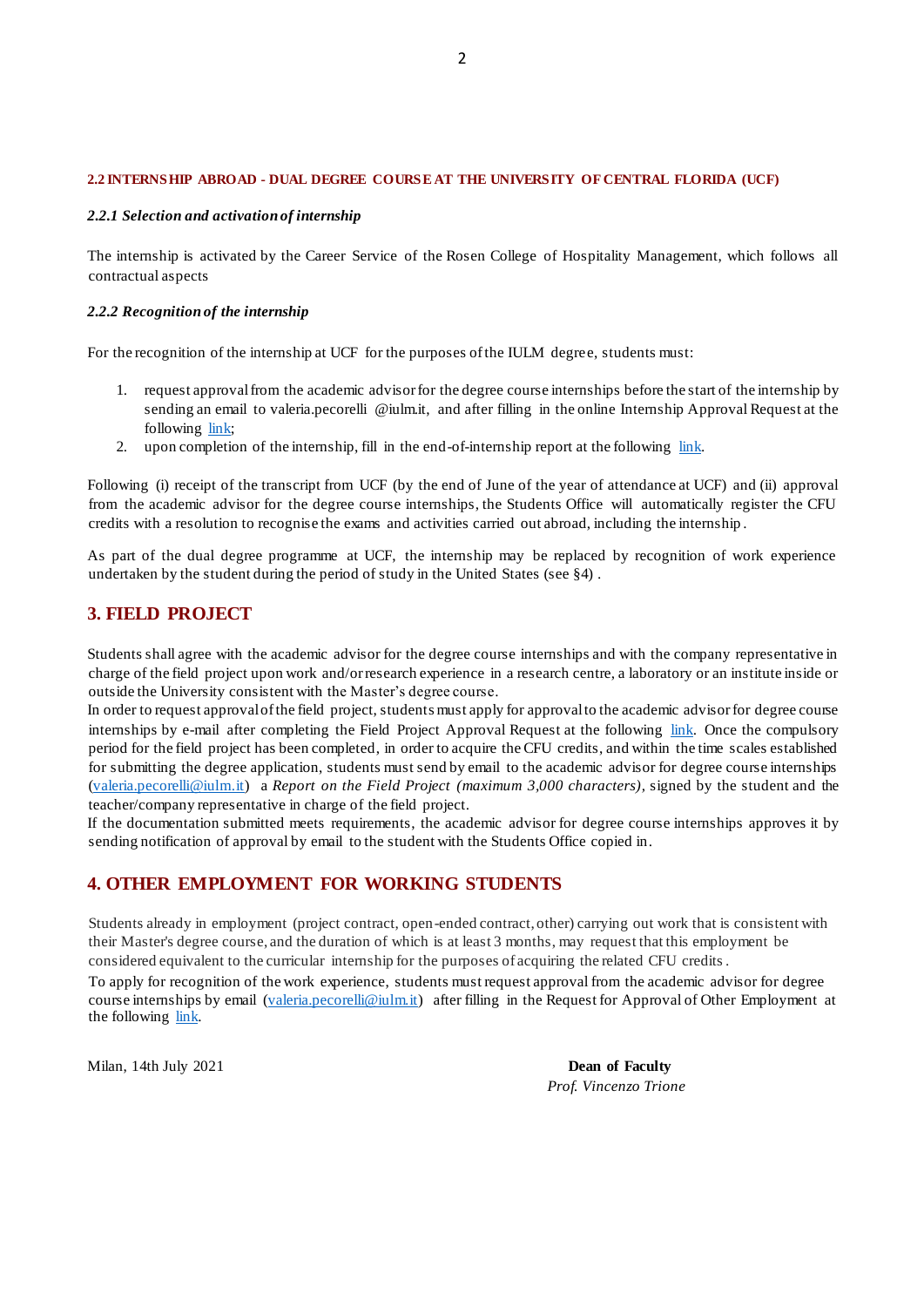#### 2.2 INTERNSHIP ABROAD - DUAL DEGREE COURSE AT THE UNIVERSITY OF CENTRAL FLORIDA (UCF)

##### *2.2.1 Selection and activation of internship*

The internship is activated by the Career Service of the Rosen College of Hospitality Management, which follows all contractual aspects

##### *2.2.2 Recognition of the internship*

For the recognition of the internship at UCF for the purposes of the IULM degree, students must:

1. request approval from the academic advisor for the degree course internships before the start of the internship by sending an email to valeria.pecorelli @iulm.it, and after filling in the online Internship Approval Request at the following link;
2. upon completion of the internship, fill in the end-of-internship report at the following link.

Following (i) receipt of the transcript from UCF (by the end of June of the year of attendance at UCF) and (ii) approval from the academic advisor for the degree course internships, the Students Office will automatically register the CFU credits with a resolution to recognise the exams and activities carried out abroad, including the internship.

As part of the dual degree programme at UCF, the internship may be replaced by recognition of work experience undertaken by the student during the period of study in the United States (see §4).

## 3. FIELD PROJECT

Students shall agree with the academic advisor for the degree course internships and with the company representative in charge of the field project upon work and/or research experience in a research centre, a laboratory or an institute inside or outside the University consistent with the Master's degree course.
In order to request approval of the field project, students must apply for approval to the academic advisor for degree course internships by e-mail after completing the Field Project Approval Request at the following link. Once the compulsory period for the field project has been completed, in order to acquire the CFU credits, and within the time scales established for submitting the degree application, students must send by email to the academic advisor for degree course internships (valeria.pecorelli@iulm.it) a *Report on the Field Project (maximum 3,000 characters)*, signed by the student and the teacher/company representative in charge of the field project.
If the documentation submitted meets requirements, the academic advisor for degree course internships approves it by sending notification of approval by email to the student with the Students Office copied in.

## 4. OTHER EMPLOYMENT FOR WORKING STUDENTS

Students already in employment (project contract, open-ended contract, other) carrying out work that is consistent with their Master's degree course, and the duration of which is at least 3 months, may request that this employment be considered equivalent to the curricular internship for the purposes of acquiring the related CFU credits.
To apply for recognition of the work experience, students must request approval from the academic advisor for degree course internships by email (valeria.pecorelli@iulm.it) after filling in the Request for Approval of Other Employment at the following link.

Milan, 14th July 2021

**Dean of Faculty**
*Prof. Vincenzo Trione*